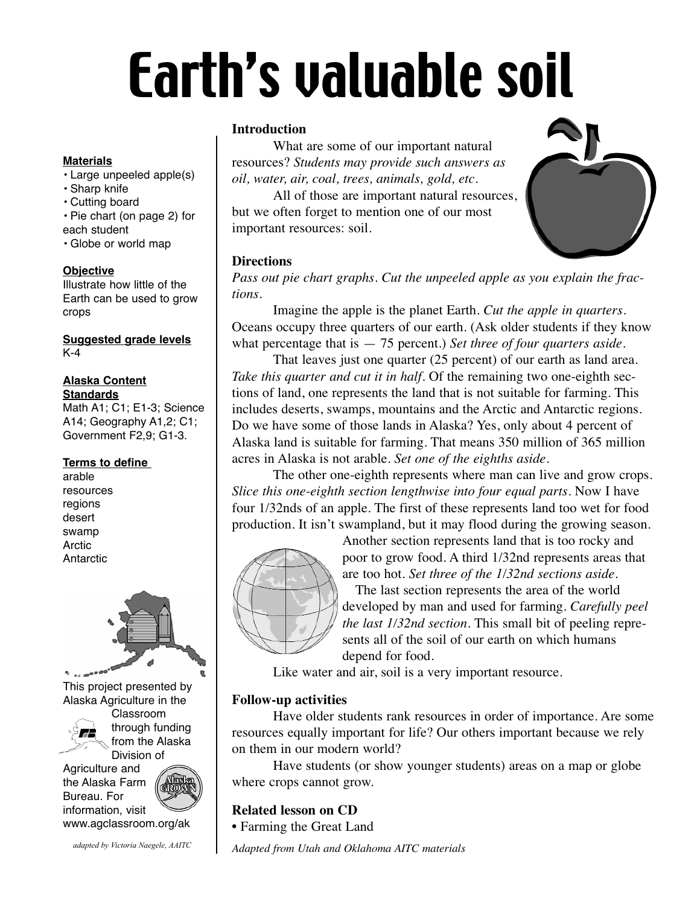# Earth's valuable soil

**Materials**

- Large unpeeled apple(s)
- Sharp knife
- Cutting board
- Pie chart (on page 2) for each student
- Globe or world map

**Objective**

Illustrate how little of the Earth can be used to grow crops

**Suggested grade levels**

K-4

**Alaska Content Standards**

Math A1; C1; E1-3; Science A14; Geography A1,2; C1; Government F2,9; G1-3.

**Terms to define**

arable
resources
regions
desert
swamp
Arctic
Antarctic

This project presented by Alaska Agriculture in the Classroom through funding from the Alaska Division of Agriculture and the Alaska Farm Bureau. For information, visit www.agclassroom.org/ak

*adapted by Victoria Naegele, AAITC*

## Introduction

What are some of our important natural resources? *Students may provide such answers as oil, water, air, coal, trees, animals, gold, etc.*

All of those are important natural resources, but we often forget to mention one of our most important resources: soil.

## Directions

*Pass out pie chart graphs. Cut the unpeeled apple as you explain the fractions.*

Imagine the apple is the planet Earth. *Cut the apple in quarters.* Oceans occupy three quarters of our earth. (Ask older students if they know what percentage that is — 75 percent.) *Set three of four quarters aside.*

That leaves just one quarter (25 percent) of our earth as land area. *Take this quarter and cut it in half.* Of the remaining two one-eighth sections of land, one represents the land that is not suitable for farming. This includes deserts, swamps, mountains and the Arctic and Antarctic regions. Do we have some of those lands in Alaska? Yes, only about 4 percent of Alaska land is suitable for farming. That means 350 million of 365 million acres in Alaska is not arable. *Set one of the eighths aside.*

The other one-eighth represents where man can live and grow crops. *Slice this one-eighth section lengthwise into four equal parts.* Now I have four 1/32nds of an apple. The first of these represents land too wet for food production. It isn't swampland, but it may flood during the growing season. Another section represents land that is too rocky and poor to grow food. A third 1/32nd represents areas that are too hot. *Set three of the 1/32nd sections aside.*

The last section represents the area of the world developed by man and used for farming. *Carefully peel the last 1/32nd section.* This small bit of peeling represents all of the soil of our earth on which humans depend for food.

Like water and air, soil is a very important resource.

## Follow-up activities

Have older students rank resources in order of importance. Are some resources equally important for life? Our others important because we rely on them in our modern world?

Have students (or show younger students) areas on a map or globe where crops cannot grow.

## Related lesson on CD

- Farming the Great Land

*Adapted from Utah and Oklahoma AITC materials*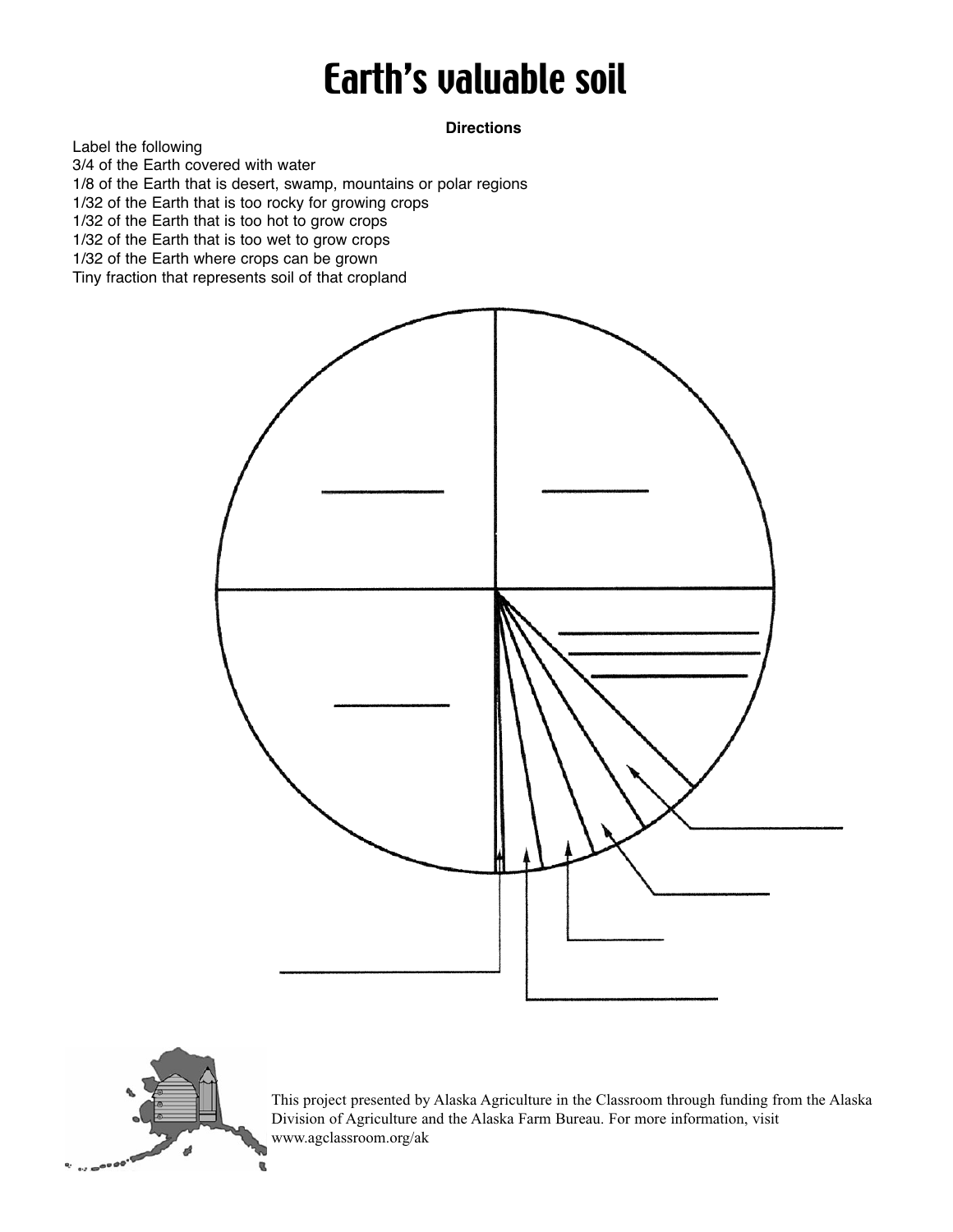# Earth's valuable soil

**Directions**

Label the following
3/4 of the Earth covered with water
1/8 of the Earth that is desert, swamp, mountains or polar regions
1/32 of the Earth that is too rocky for growing crops
1/32 of the Earth that is too hot to grow crops
1/32 of the Earth that is too wet to grow crops
1/32 of the Earth where crops can be grown
Tiny fraction that represents soil of that cropland

This project presented by Alaska Agriculture in the Classroom through funding from the Alaska Division of Agriculture and the Alaska Farm Bureau. For more information, visit www.agclassroom.org/ak